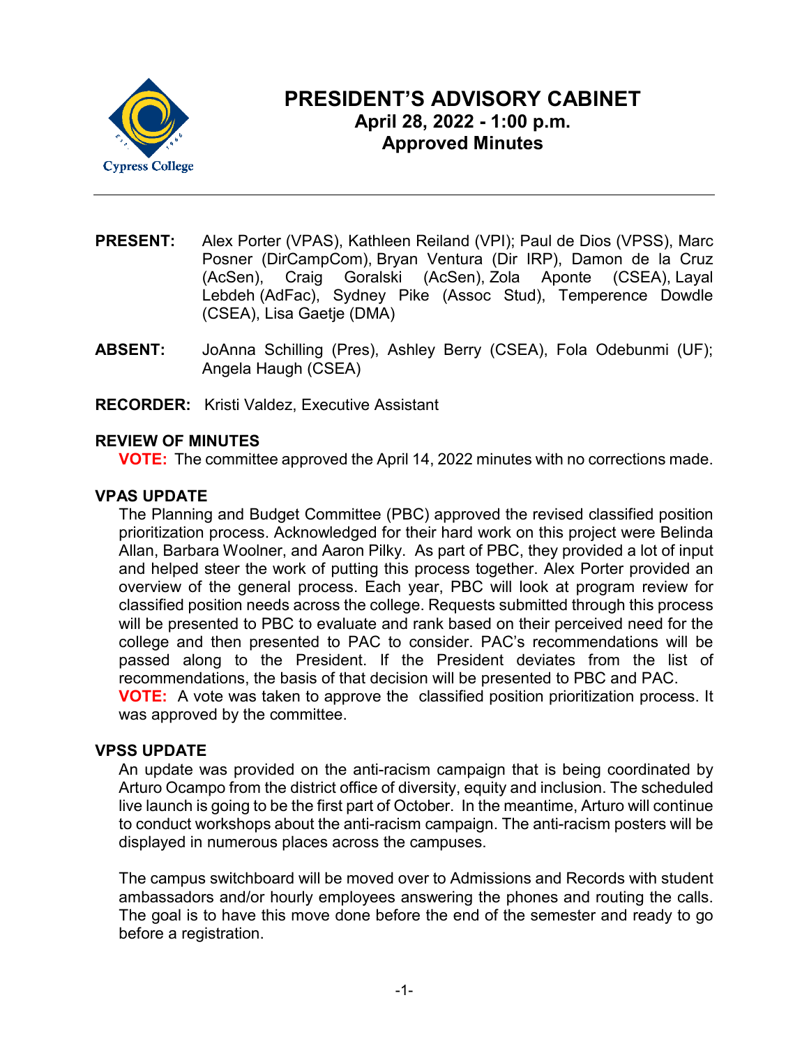# PRESIDENT'S ADVISORY CABINET
## April 28, 2022 - 1:00 p.m.
## Approved Minutes

**PRESENT:** Alex Porter (VPAS), Kathleen Reiland (VPI); Paul de Dios (VPSS), Marc Posner (DirCampCom), Bryan Ventura (Dir IRP), Damon de la Cruz (AcSen), Craig Goralski (AcSen), Zola Aponte (CSEA), Layal Lebdeh (AdFac), Sydney Pike (Assoc Stud), Temperence Dowdle (CSEA), Lisa Gaetje (DMA)

**ABSENT:** JoAnna Schilling (Pres), Ashley Berry (CSEA), Fola Odebunmi (UF); Angela Haugh (CSEA)

**RECORDER:** Kristi Valdez, Executive Assistant

### REVIEW OF MINUTES

**VOTE:** The committee approved the April 14, 2022 minutes with no corrections made.

### VPAS UPDATE

The Planning and Budget Committee (PBC) approved the revised classified position prioritization process. Acknowledged for their hard work on this project were Belinda Allan, Barbara Woolner, and Aaron Pilky. As part of PBC, they provided a lot of input and helped steer the work of putting this process together. Alex Porter provided an overview of the general process. Each year, PBC will look at program review for classified position needs across the college. Requests submitted through this process will be presented to PBC to evaluate and rank based on their perceived need for the college and then presented to PAC to consider. PAC's recommendations will be passed along to the President. If the President deviates from the list of recommendations, the basis of that decision will be presented to PBC and PAC.

**VOTE:** A vote was taken to approve the classified position prioritization process. It was approved by the committee.

### VPSS UPDATE

An update was provided on the anti-racism campaign that is being coordinated by Arturo Ocampo from the district office of diversity, equity and inclusion. The scheduled live launch is going to be the first part of October. In the meantime, Arturo will continue to conduct workshops about the anti-racism campaign. The anti-racism posters will be displayed in numerous places across the campuses.

The campus switchboard will be moved over to Admissions and Records with student ambassadors and/or hourly employees answering the phones and routing the calls. The goal is to have this move done before the end of the semester and ready to go before a registration.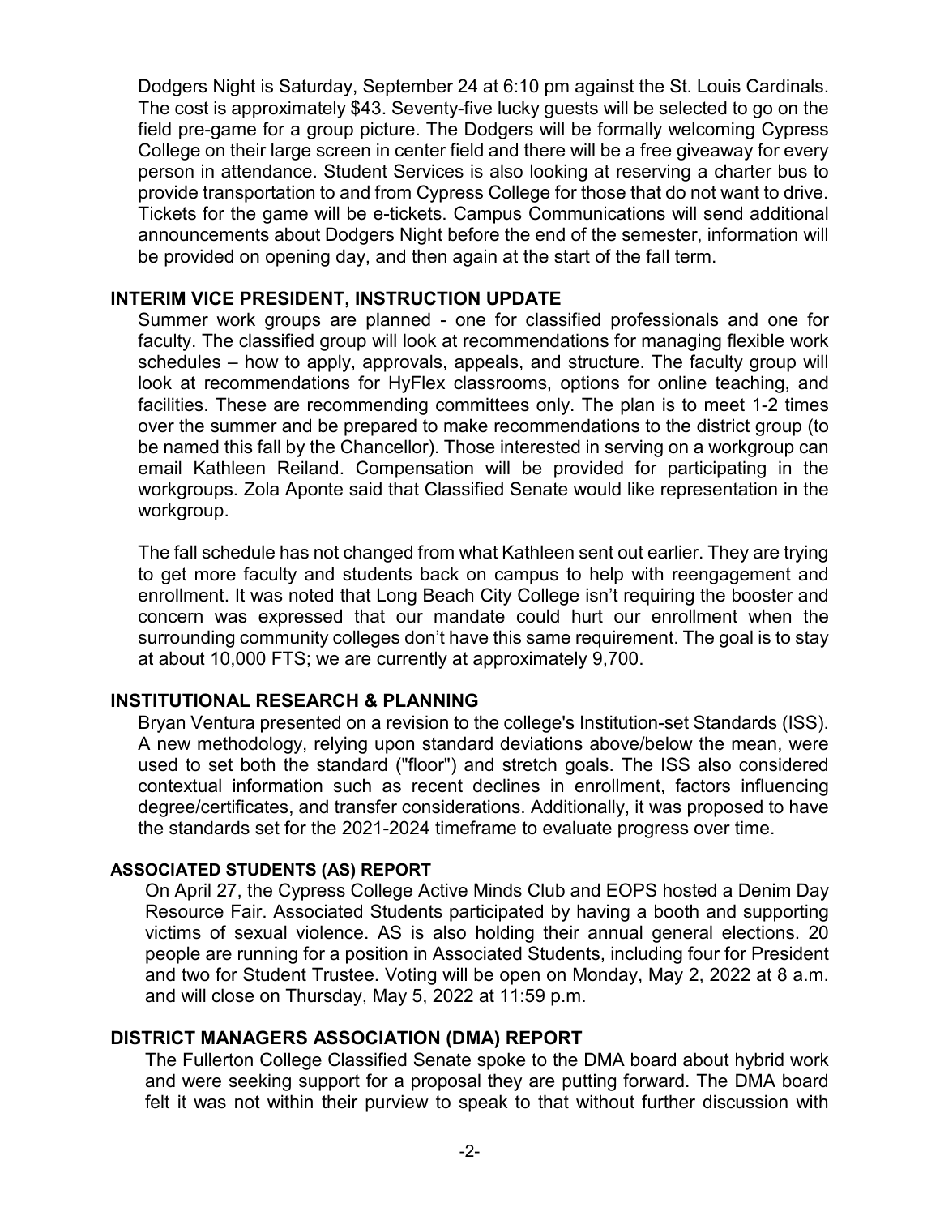Dodgers Night is Saturday, September 24 at 6:10 pm against the St. Louis Cardinals. The cost is approximately $43. Seventy-five lucky guests will be selected to go on the field pre-game for a group picture. The Dodgers will be formally welcoming Cypress College on their large screen in center field and there will be a free giveaway for every person in attendance. Student Services is also looking at reserving a charter bus to provide transportation to and from Cypress College for those that do not want to drive. Tickets for the game will be e-tickets. Campus Communications will send additional announcements about Dodgers Night before the end of the semester, information will be provided on opening day, and then again at the start of the fall term.

## INTERIM VICE PRESIDENT, INSTRUCTION UPDATE

Summer work groups are planned - one for classified professionals and one for faculty. The classified group will look at recommendations for managing flexible work schedules – how to apply, approvals, appeals, and structure. The faculty group will look at recommendations for HyFlex classrooms, options for online teaching, and facilities. These are recommending committees only. The plan is to meet 1-2 times over the summer and be prepared to make recommendations to the district group (to be named this fall by the Chancellor). Those interested in serving on a workgroup can email Kathleen Reiland. Compensation will be provided for participating in the workgroups. Zola Aponte said that Classified Senate would like representation in the workgroup.

The fall schedule has not changed from what Kathleen sent out earlier. They are trying to get more faculty and students back on campus to help with reengagement and enrollment. It was noted that Long Beach City College isn't requiring the booster and concern was expressed that our mandate could hurt our enrollment when the surrounding community colleges don't have this same requirement. The goal is to stay at about 10,000 FTS; we are currently at approximately 9,700.

## INSTITUTIONAL RESEARCH & PLANNING

Bryan Ventura presented on a revision to the college's Institution-set Standards (ISS). A new methodology, relying upon standard deviations above/below the mean, were used to set both the standard ("floor") and stretch goals. The ISS also considered contextual information such as recent declines in enrollment, factors influencing degree/certificates, and transfer considerations. Additionally, it was proposed to have the standards set for the 2021-2024 timeframe to evaluate progress over time.

## ASSOCIATED STUDENTS (AS) REPORT

On April 27, the Cypress College Active Minds Club and EOPS hosted a Denim Day Resource Fair. Associated Students participated by having a booth and supporting victims of sexual violence. AS is also holding their annual general elections. 20 people are running for a position in Associated Students, including four for President and two for Student Trustee. Voting will be open on Monday, May 2, 2022 at 8 a.m. and will close on Thursday, May 5, 2022 at 11:59 p.m.

## DISTRICT MANAGERS ASSOCIATION (DMA) REPORT

The Fullerton College Classified Senate spoke to the DMA board about hybrid work and were seeking support for a proposal they are putting forward. The DMA board felt it was not within their purview to speak to that without further discussion with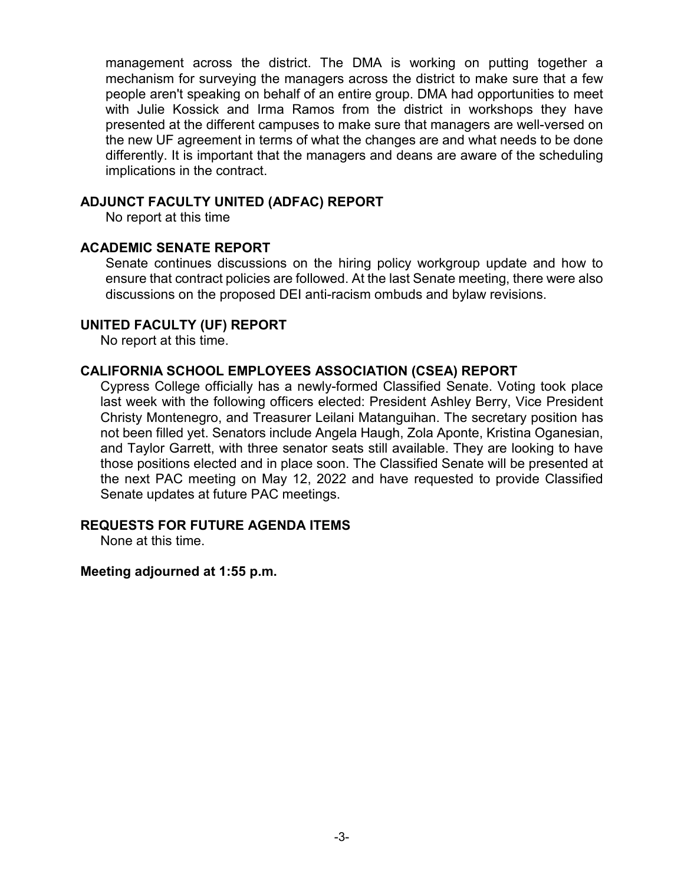management across the district. The DMA is working on putting together a mechanism for surveying the managers across the district to make sure that a few people aren't speaking on behalf of an entire group. DMA had opportunities to meet with Julie Kossick and Irma Ramos from the district in workshops they have presented at the different campuses to make sure that managers are well-versed on the new UF agreement in terms of what the changes are and what needs to be done differently. It is important that the managers and deans are aware of the scheduling implications in the contract.

## ADJUNCT FACULTY UNITED (ADFAC) REPORT

No report at this time

## ACADEMIC SENATE REPORT

Senate continues discussions on the hiring policy workgroup update and how to ensure that contract policies are followed. At the last Senate meeting, there were also discussions on the proposed DEI anti-racism ombuds and bylaw revisions.

## UNITED FACULTY (UF) REPORT

No report at this time.

## CALIFORNIA SCHOOL EMPLOYEES ASSOCIATION (CSEA) REPORT

Cypress College officially has a newly-formed Classified Senate. Voting took place last week with the following officers elected: President Ashley Berry, Vice President Christy Montenegro, and Treasurer Leilani Matanguihan. The secretary position has not been filled yet. Senators include Angela Haugh, Zola Aponte, Kristina Oganesian, and Taylor Garrett, with three senator seats still available. They are looking to have those positions elected and in place soon. The Classified Senate will be presented at the next PAC meeting on May 12, 2022 and have requested to provide Classified Senate updates at future PAC meetings.

## REQUESTS FOR FUTURE AGENDA ITEMS

None at this time.

**Meeting adjourned at 1:55 p.m.**